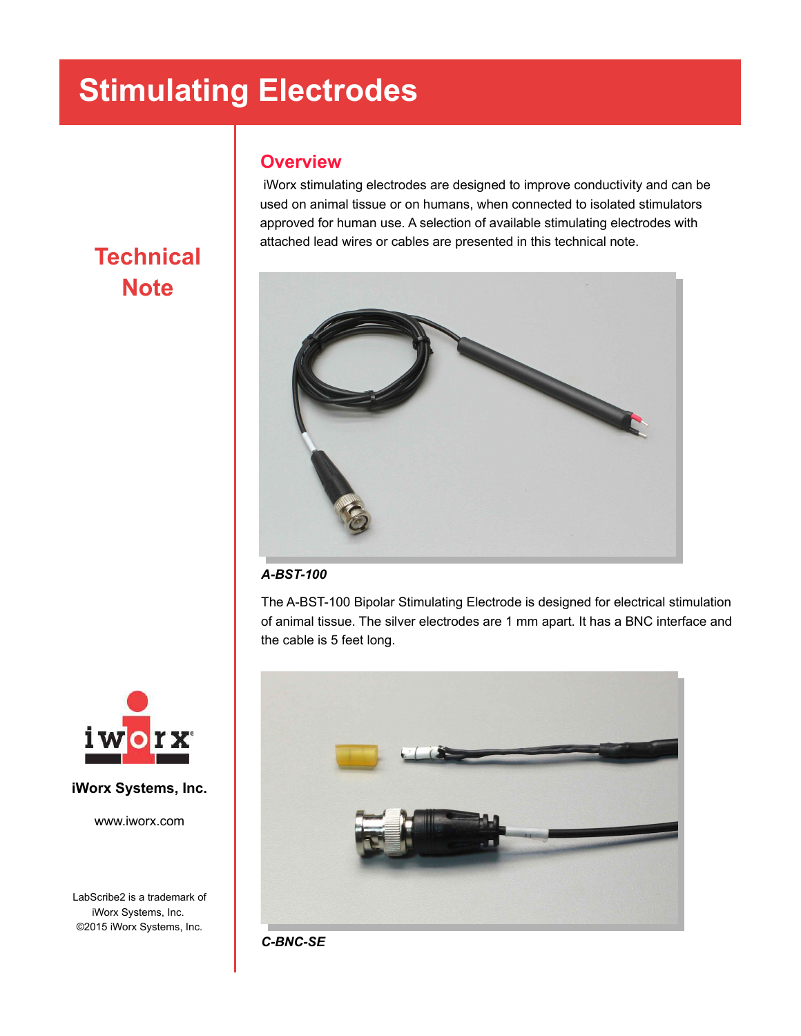# Stimulating Electrodes

## Technical Note

## Overview

iWorx stimulating electrodes are designed to improve conductivity and can be used on animal tissue or on humans, when connected to isolated stimulators approved for human use. A selection of available stimulating electrodes with attached lead wires or cables are presented in this technical note.

***A-BST-100***

The A-BST-100 Bipolar Stimulating Electrode is designed for electrical stimulation of animal tissue. The silver electrodes are 1 mm apart. It has a BNC interface and the cable is 5 feet long.

***C-BNC-SE***

**iWorx Systems, Inc.**

www.iworx.com

LabScribe2 is a trademark of iWorx Systems, Inc.
©2015 iWorx Systems, Inc.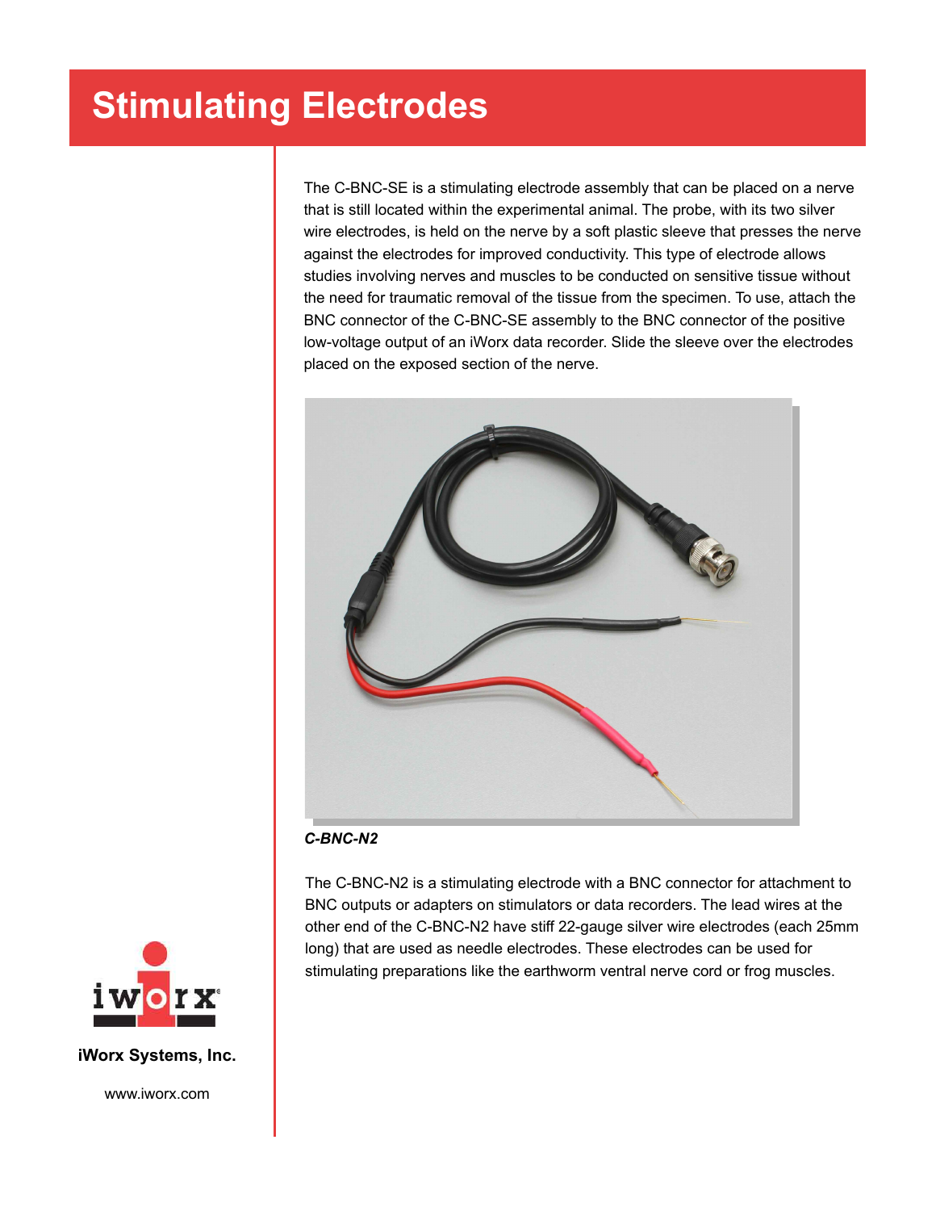# Stimulating Electrodes

The C-BNC-SE is a stimulating electrode assembly that can be placed on a nerve that is still located within the experimental animal. The probe, with its two silver wire electrodes, is held on the nerve by a soft plastic sleeve that presses the nerve against the electrodes for improved conductivity. This type of electrode allows studies involving nerves and muscles to be conducted on sensitive tissue without the need for traumatic removal of the tissue from the specimen. To use, attach the BNC connector of the C-BNC-SE assembly to the BNC connector of the positive low-voltage output of an iWorx data recorder. Slide the sleeve over the electrodes placed on the exposed section of the nerve.

***C-BNC-N2***

The C-BNC-N2 is a stimulating electrode with a BNC connector for attachment to BNC outputs or adapters on stimulators or data recorders. The lead wires at the other end of the C-BNC-N2 have stiff 22-gauge silver wire electrodes (each 25mm long) that are used as needle electrodes. These electrodes can be used for stimulating preparations like the earthworm ventral nerve cord or frog muscles.

**iWorx Systems, Inc.**

www.iworx.com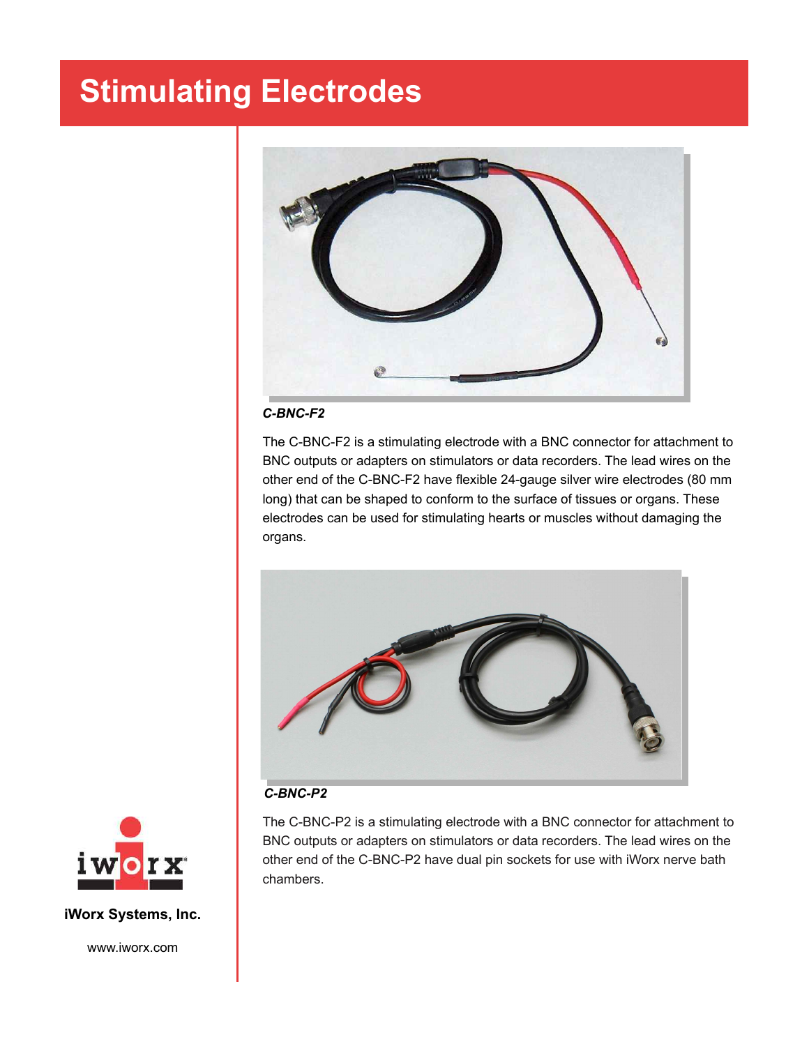# Stimulating Electrodes

***C-BNC-F2***

The C-BNC-F2 is a stimulating electrode with a BNC connector for attachment to BNC outputs or adapters on stimulators or data recorders. The lead wires on the other end of the C-BNC-F2 have flexible 24-gauge silver wire electrodes (80 mm long) that can be shaped to conform to the surface of tissues or organs. These electrodes can be used for stimulating hearts or muscles without damaging the organs.

***C-BNC-P2***

The C-BNC-P2 is a stimulating electrode with a BNC connector for attachment to BNC outputs or adapters on stimulators or data recorders. The lead wires on the other end of the C-BNC-P2 have dual pin sockets for use with iWorx nerve bath chambers.

**iWorx Systems, Inc.**

www.iworx.com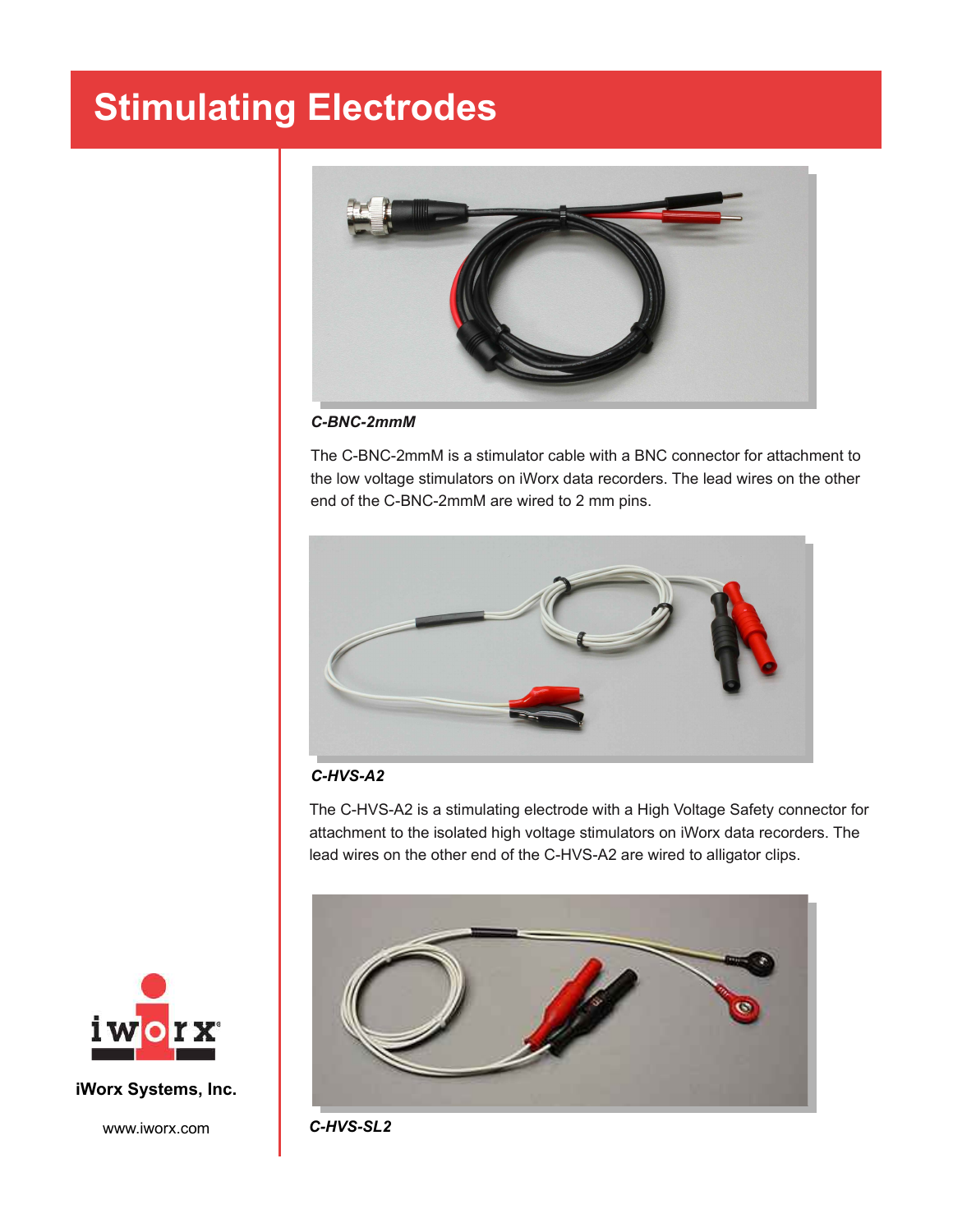# Stimulating Electrodes

***C-BNC-2mmM***

The C-BNC-2mmM is a stimulator cable with a BNC connector for attachment to the low voltage stimulators on iWorx data recorders. The lead wires on the other end of the C-BNC-2mmM are wired to 2 mm pins.

***C-HVS-A2***

The C-HVS-A2 is a stimulating electrode with a High Voltage Safety connector for attachment to the isolated high voltage stimulators on iWorx data recorders. The lead wires on the other end of the C-HVS-A2 are wired to alligator clips.

***C-HVS-SL2***

**iWorx Systems, Inc.**

www.iworx.com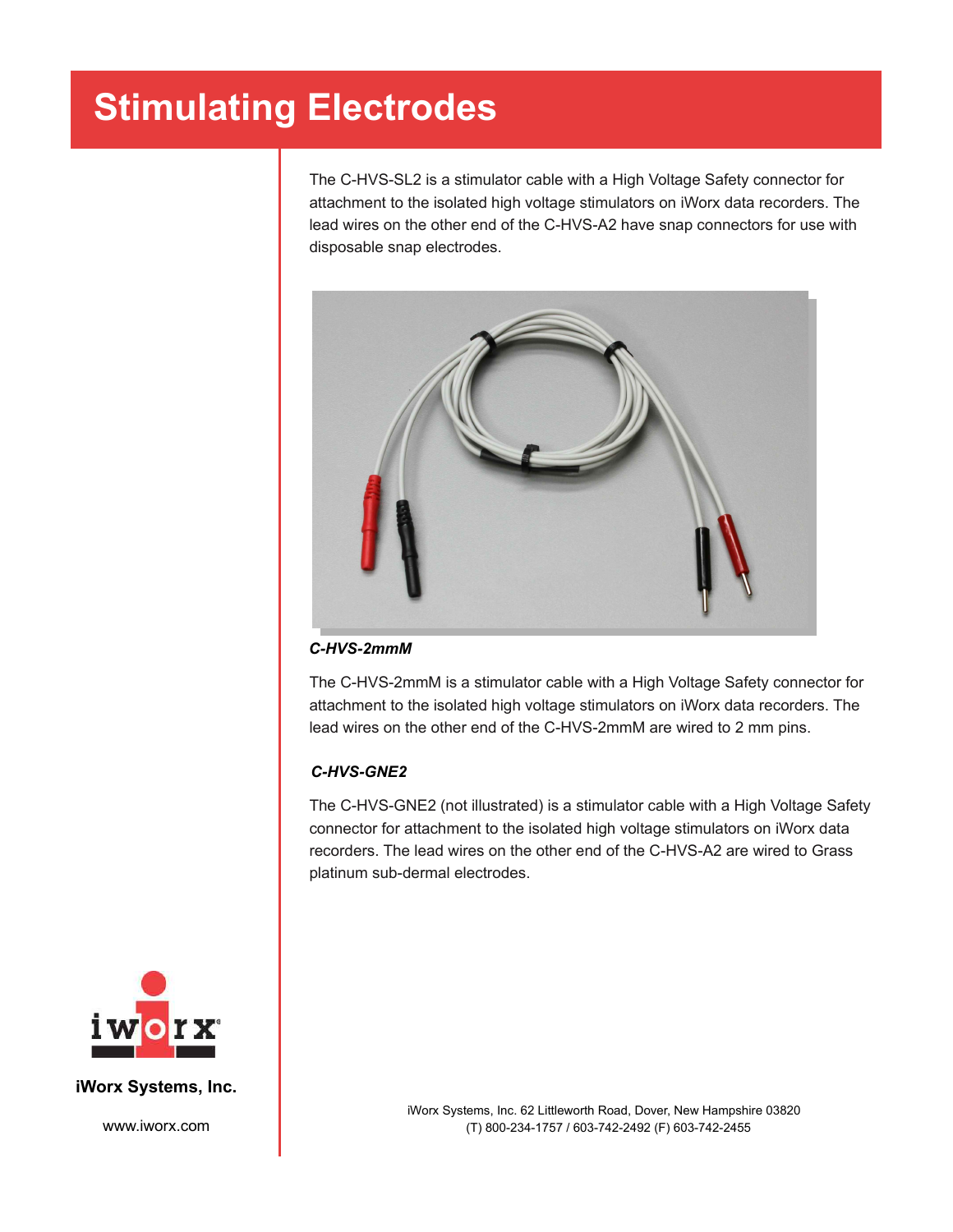# Stimulating Electrodes

The C-HVS-SL2 is a stimulator cable with a High Voltage Safety connector for attachment to the isolated high voltage stimulators on iWorx data recorders. The lead wires on the other end of the C-HVS-A2 have snap connectors for use with disposable snap electrodes.

***C-HVS-2mmM***

The C-HVS-2mmM is a stimulator cable with a High Voltage Safety connector for attachment to the isolated high voltage stimulators on iWorx data recorders. The lead wires on the other end of the C-HVS-2mmM are wired to 2 mm pins.

***C-HVS-GNE2***

The C-HVS-GNE2 (not illustrated) is a stimulator cable with a High Voltage Safety connector for attachment to the isolated high voltage stimulators on iWorx data recorders. The lead wires on the other end of the C-HVS-A2 are wired to Grass platinum sub-dermal electrodes.

**iWorx Systems, Inc.**

www.iworx.com

iWorx Systems, Inc. 62 Littleworth Road, Dover, New Hampshire 03820
(T) 800-234-1757 / 603-742-2492 (F) 603-742-2455